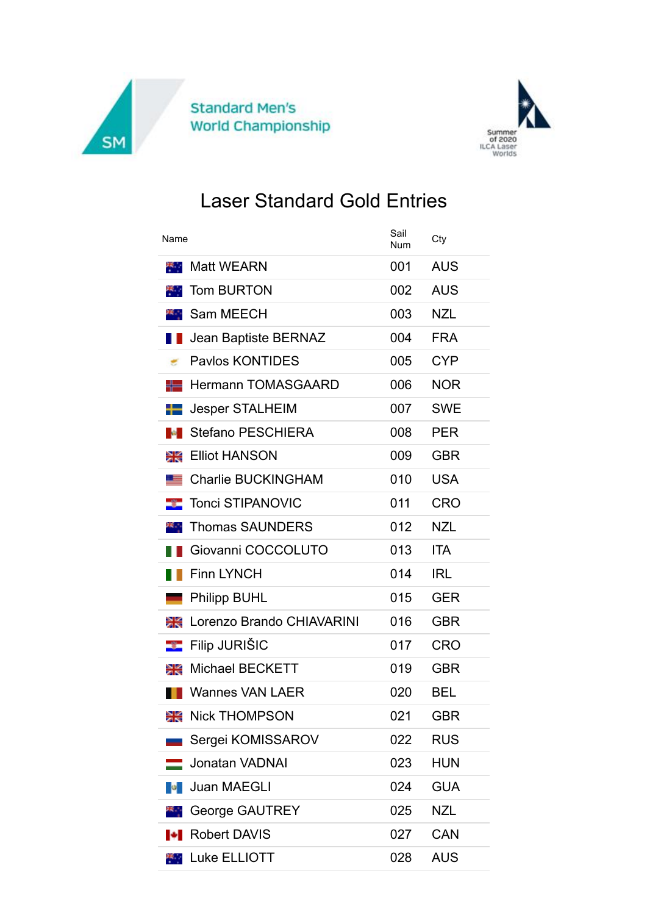Standard Men's World Championship

Summer of 2020 ILCA Laser Worlds

# Laser Standard Gold Entries

| Name | Sail Num | Cty |
|---|---|---|
| Matt WEARN | 001 | AUS |
| Tom BURTON | 002 | AUS |
| Sam MEECH | 003 | NZL |
| Jean Baptiste BERNAZ | 004 | FRA |
| Pavlos KONTIDES | 005 | CYP |
| Hermann TOMASGAARD | 006 | NOR |
| Jesper STALHEIM | 007 | SWE |
| Stefano PESCHIERA | 008 | PER |
| Elliot HANSON | 009 | GBR |
| Charlie BUCKINGHAM | 010 | USA |
| Tonci STIPANOVIC | 011 | CRO |
| Thomas SAUNDERS | 012 | NZL |
| Giovanni COCCOLUTO | 013 | ITA |
| Finn LYNCH | 014 | IRL |
| Philipp BUHL | 015 | GER |
| Lorenzo Brando CHIAVARINI | 016 | GBR |
| Filip JURIŠIC | 017 | CRO |
| Michael BECKETT | 019 | GBR |
| Wannes VAN LAER | 020 | BEL |
| Nick THOMPSON | 021 | GBR |
| Sergei KOMISSAROV | 022 | RUS |
| Jonatan VADNAI | 023 | HUN |
| Juan MAEGLI | 024 | GUA |
| George GAUTREY | 025 | NZL |
| Robert DAVIS | 027 | CAN |
| Luke ELLIOTT | 028 | AUS |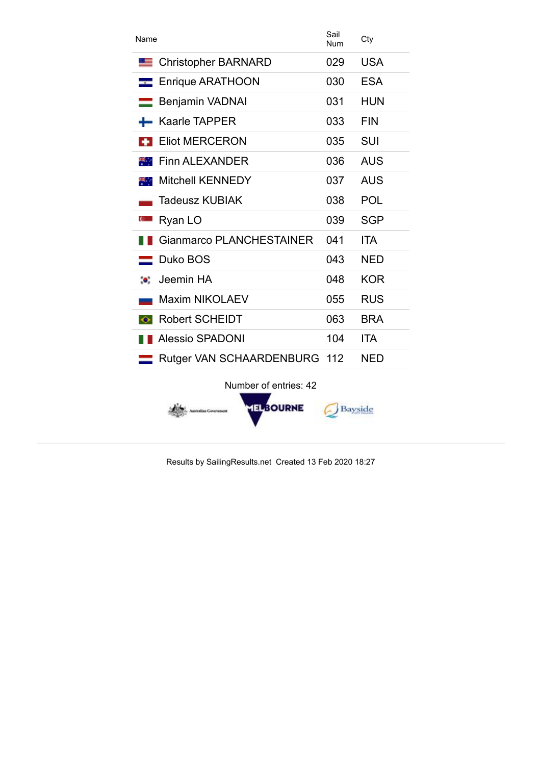| Name | Sail Num | Cty |
|---|---|---|
| Christopher BARNARD | 029 | USA |
| Enrique ARATHOON | 030 | ESA |
| Benjamin VADNAI | 031 | HUN |
| Kaarle TAPPER | 033 | FIN |
| Eliot MERCERON | 035 | SUI |
| Finn ALEXANDER | 036 | AUS |
| Mitchell KENNEDY | 037 | AUS |
| Tadeusz KUBIAK | 038 | POL |
| Ryan LO | 039 | SGP |
| Gianmarco PLANCHESTAINER | 041 | ITA |
| Duko BOS | 043 | NED |
| Jeemin HA | 048 | KOR |
| Maxim NIKOLAEV | 055 | RUS |
| Robert SCHEIDT | 063 | BRA |
| Alessio SPADONI | 104 | ITA |
| Rutger VAN SCHAARDENBURG | 112 | NED |

Number of entries: 42

Results by SailingResults.net Created 13 Feb 2020 18:27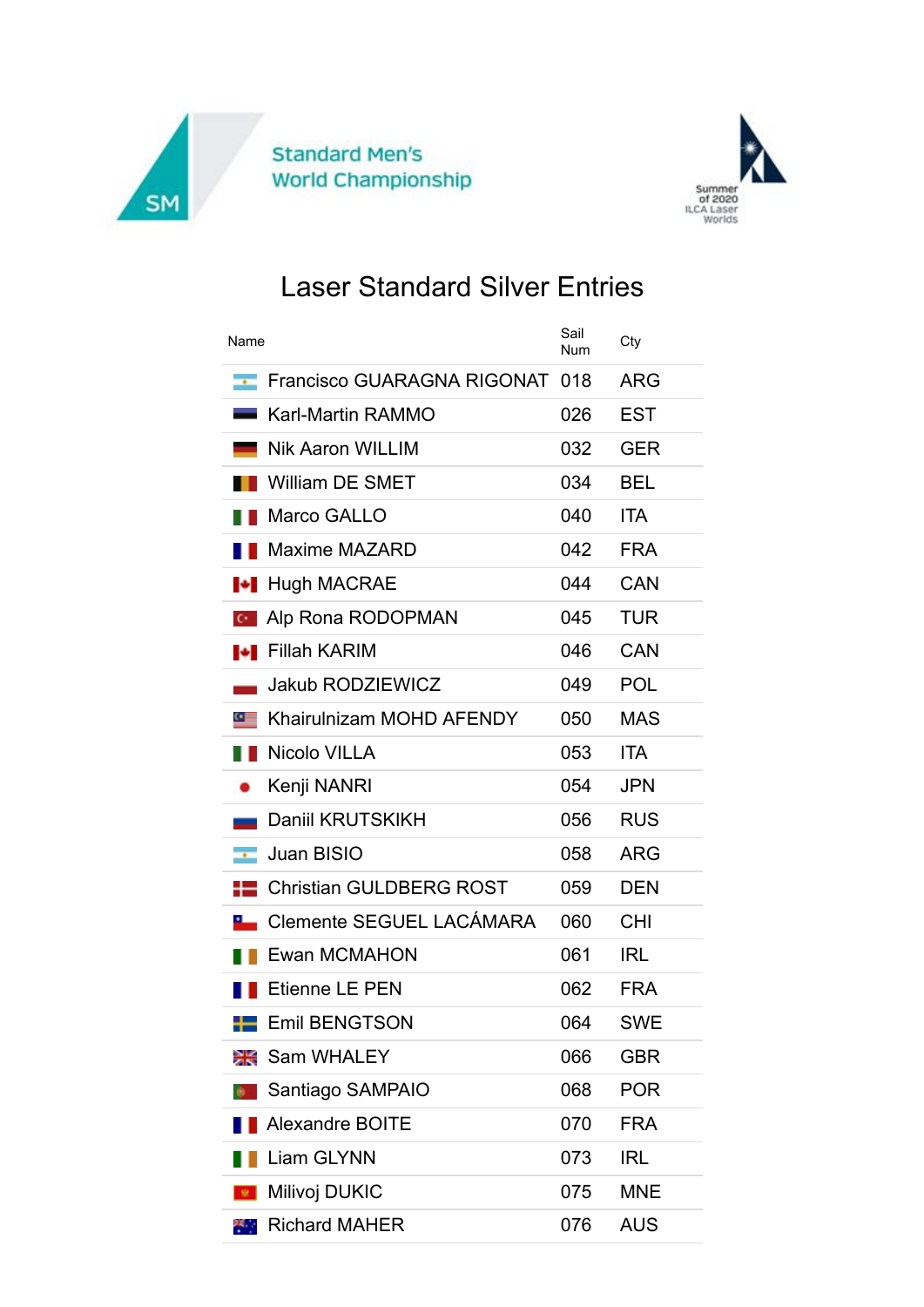Standard Men's
World Championship

Summer of 2020 ILCA Laser Worlds

# Laser Standard Silver Entries

| Name | Sail Num | Cty |
|---|---|---|
| Francisco GUARAGNA RIGONAT | 018 | ARG |
| Karl-Martin RAMMO | 026 | EST |
| Nik Aaron WILLIM | 032 | GER |
| William DE SMET | 034 | BEL |
| Marco GALLO | 040 | ITA |
| Maxime MAZARD | 042 | FRA |
| Hugh MACRAE | 044 | CAN |
| Alp Rona RODOPMAN | 045 | TUR |
| Fillah KARIM | 046 | CAN |
| Jakub RODZIEWICZ | 049 | POL |
| Khairulnizam MOHD AFENDY | 050 | MAS |
| Nicolo VILLA | 053 | ITA |
| Kenji NANRI | 054 | JPN |
| Daniil KRUTSKIKH | 056 | RUS |
| Juan BISIO | 058 | ARG |
| Christian GULDBERG ROST | 059 | DEN |
| Clemente SEGUEL LACÁMARA | 060 | CHI |
| Ewan MCMAHON | 061 | IRL |
| Etienne LE PEN | 062 | FRA |
| Emil BENGTSON | 064 | SWE |
| Sam WHALEY | 066 | GBR |
| Santiago SAMPAIO | 068 | POR |
| Alexandre BOITE | 070 | FRA |
| Liam GLYNN | 073 | IRL |
| Milivoj DUKIC | 075 | MNE |
| Richard MAHER | 076 | AUS |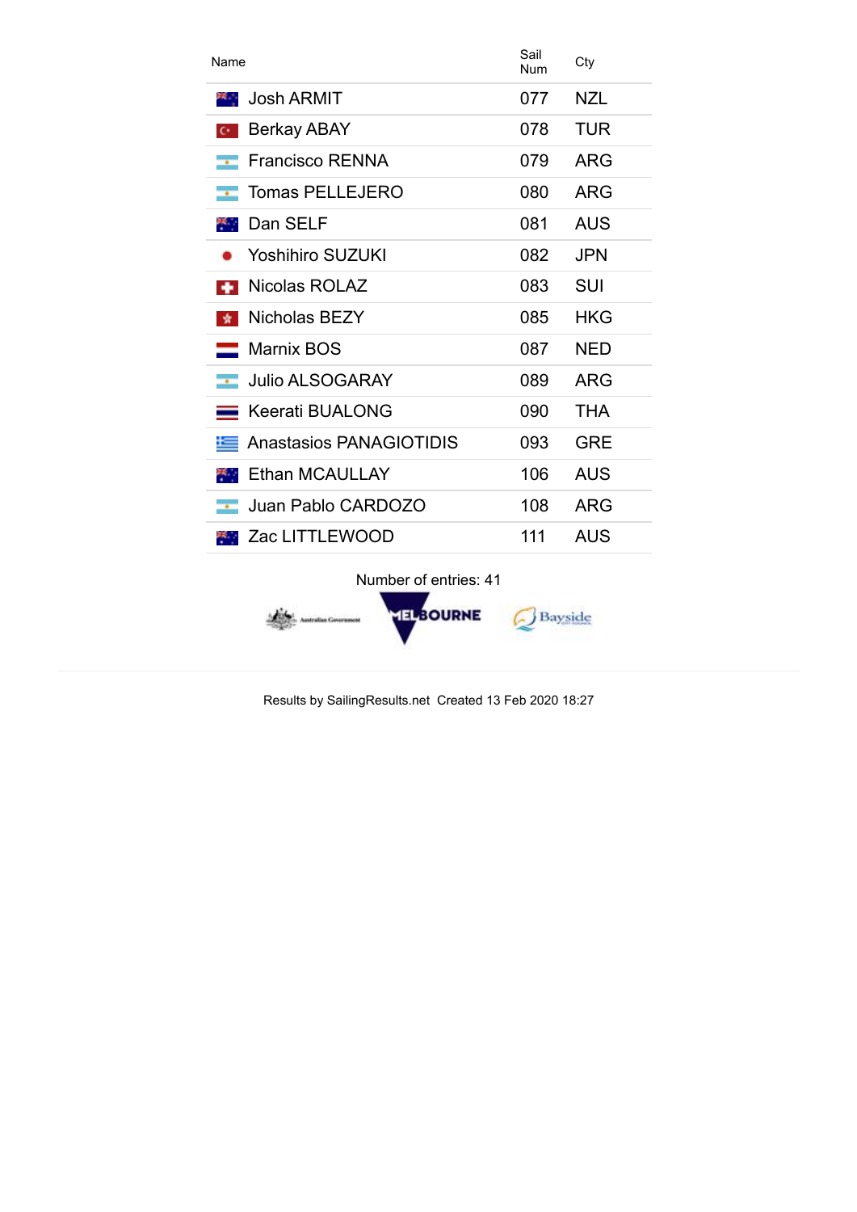| Name | Sail Num | Cty |
|---|---|---|
| Josh ARMIT | 077 | NZL |
| Berkay ABAY | 078 | TUR |
| Francisco RENNA | 079 | ARG |
| Tomas PELLEJERO | 080 | ARG |
| Dan SELF | 081 | AUS |
| Yoshihiro SUZUKI | 082 | JPN |
| Nicolas ROLAZ | 083 | SUI |
| Nicholas BEZY | 085 | HKG |
| Marnix BOS | 087 | NED |
| Julio ALSOGARAY | 089 | ARG |
| Keerati BUALONG | 090 | THA |
| Anastasios PANAGIOTIDIS | 093 | GRE |
| Ethan MCAULLAY | 106 | AUS |
| Juan Pablo CARDOZO | 108 | ARG |
| Zac LITTLEWOOD | 111 | AUS |

Number of entries: 41

Results by SailingResults.net Created 13 Feb 2020 18:27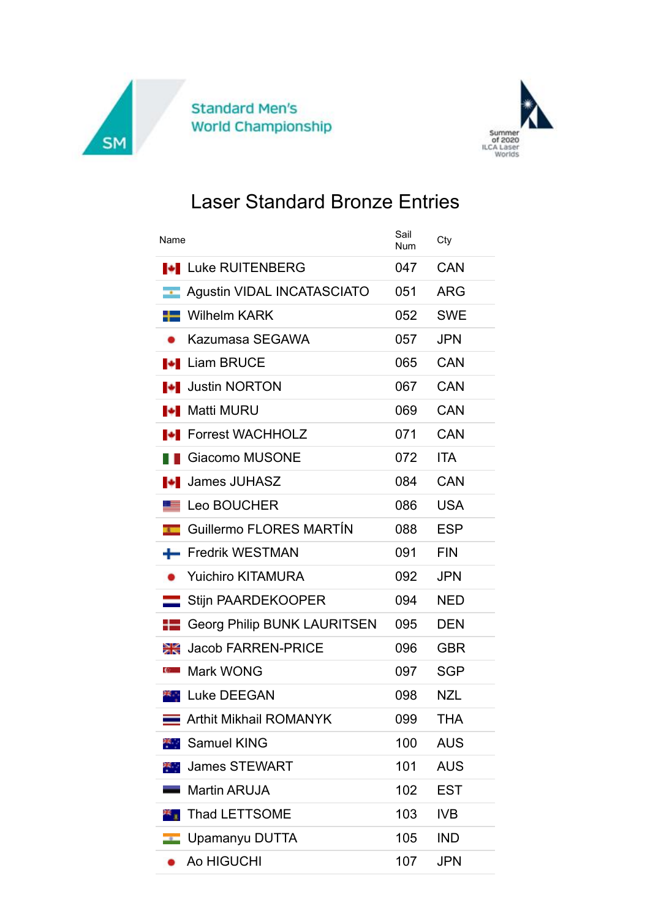Standard Men's World Championship

Summer of 2020 ILCA Laser Worlds

# Laser Standard Bronze Entries

| Name | Sail Num | Cty |
|---|---|---|
| Luke RUITENBERG | 047 | CAN |
| Agustin VIDAL INCATASCIATO | 051 | ARG |
| Wilhelm KARK | 052 | SWE |
| Kazumasa SEGAWA | 057 | JPN |
| Liam BRUCE | 065 | CAN |
| Justin NORTON | 067 | CAN |
| Matti MURU | 069 | CAN |
| Forrest WACHHOLZ | 071 | CAN |
| Giacomo MUSONE | 072 | ITA |
| James JUHASZ | 084 | CAN |
| Leo BOUCHER | 086 | USA |
| Guillermo FLORES MARTÍN | 088 | ESP |
| Fredrik WESTMAN | 091 | FIN |
| Yuichiro KITAMURA | 092 | JPN |
| Stijn PAARDEKOOPER | 094 | NED |
| Georg Philip BUNK LAURITSEN | 095 | DEN |
| Jacob FARREN-PRICE | 096 | GBR |
| Mark WONG | 097 | SGP |
| Luke DEEGAN | 098 | NZL |
| Arthit Mikhail ROMANYK | 099 | THA |
| Samuel KING | 100 | AUS |
| James STEWART | 101 | AUS |
| Martin ARUJA | 102 | EST |
| Thad LETTSOME | 103 | IVB |
| Upamanyu DUTTA | 105 | IND |
| Ao HIGUCHI | 107 | JPN |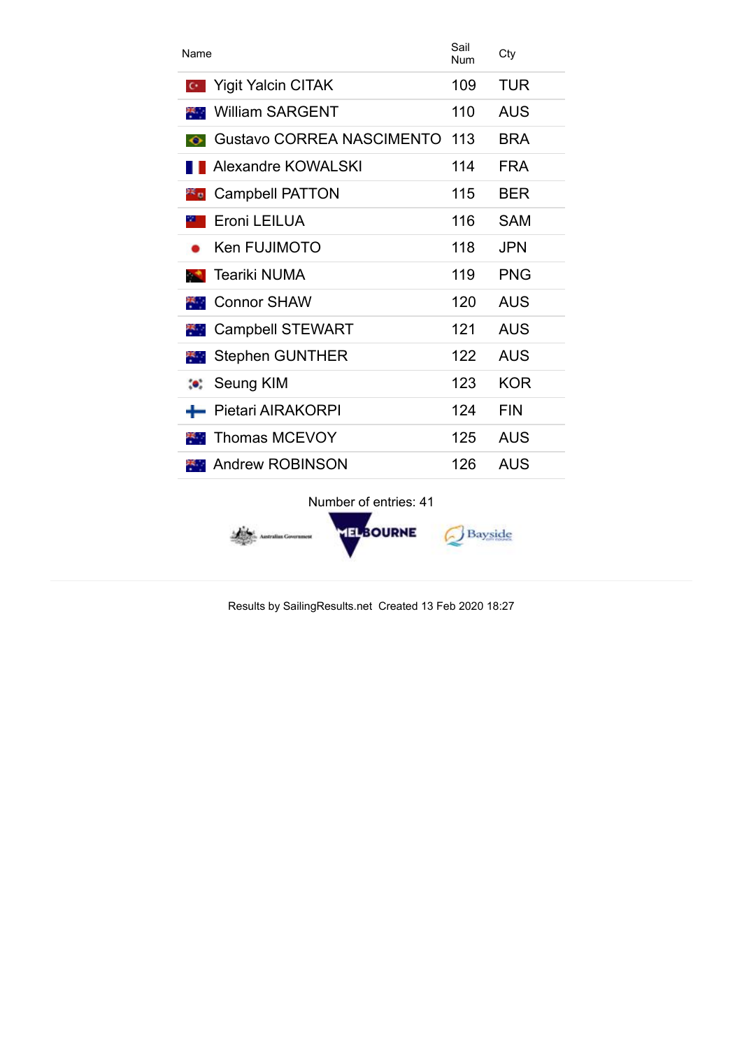| Name | Sail Num | Cty |
|---|---|---|
| Yigit Yalcin CITAK | 109 | TUR |
| William SARGENT | 110 | AUS |
| Gustavo CORREA NASCIMENTO | 113 | BRA |
| Alexandre KOWALSKI | 114 | FRA |
| Campbell PATTON | 115 | BER |
| Eroni LEILUA | 116 | SAM |
| Ken FUJIMOTO | 118 | JPN |
| Teariki NUMA | 119 | PNG |
| Connor SHAW | 120 | AUS |
| Campbell STEWART | 121 | AUS |
| Stephen GUNTHER | 122 | AUS |
| Seung KIM | 123 | KOR |
| Pietari AIRAKORPI | 124 | FIN |
| Thomas MCEVOY | 125 | AUS |
| Andrew ROBINSON | 126 | AUS |

Number of entries: 41

Results by SailingResults.net Created 13 Feb 2020 18:27